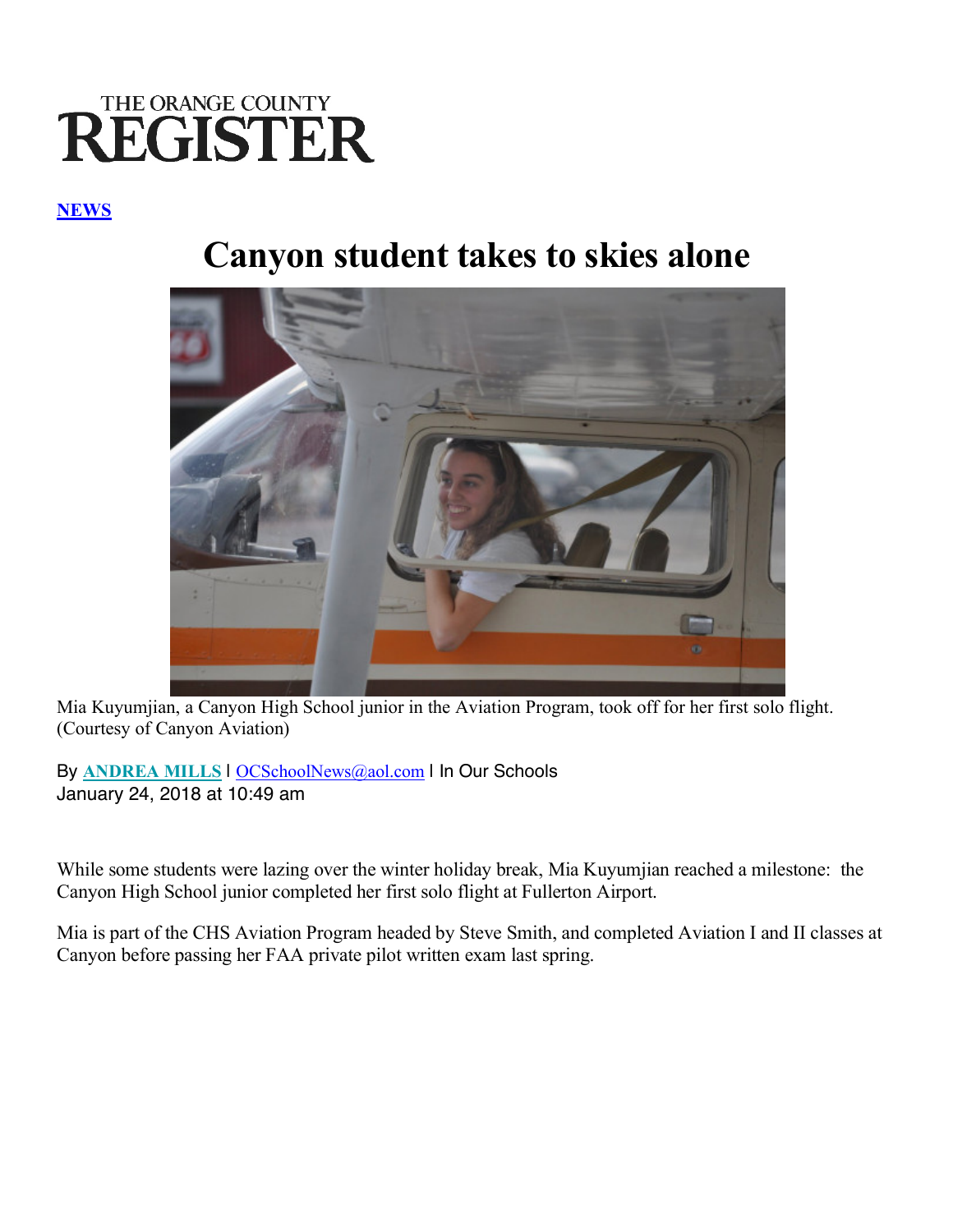THE ORANGE COUNTY
# REGISTER

**NEWS**

# Canyon student takes to skies alone

Mia Kuyumjian, a Canyon High School junior in the Aviation Program, took off for her first solo flight. (Courtesy of Canyon Aviation)

By **ANDREA MILLS** | OCSchoolNews@aol.com | In Our Schools
January 24, 2018 at 10:49 am

While some students were lazing over the winter holiday break, Mia Kuyumjian reached a milestone: the Canyon High School junior completed her first solo flight at Fullerton Airport.

Mia is part of the CHS Aviation Program headed by Steve Smith, and completed Aviation I and II classes at Canyon before passing her FAA private pilot written exam last spring.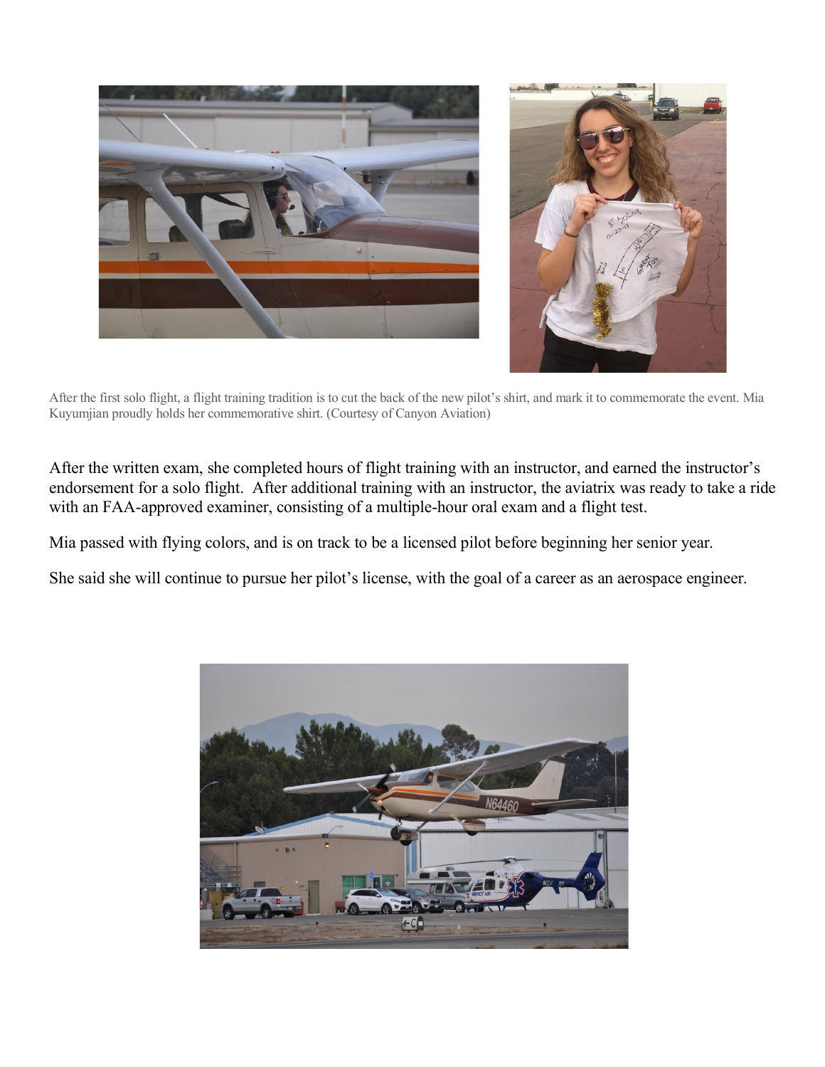After the first solo flight, a flight training tradition is to cut the back of the new pilot's shirt, and mark it to commemorate the event. Mia Kuyumjian proudly holds her commemorative shirt. (Courtesy of Canyon Aviation)

After the written exam, she completed hours of flight training with an instructor, and earned the instructor's endorsement for a solo flight. After additional training with an instructor, the aviatrix was ready to take a ride with an FAA-approved examiner, consisting of a multiple-hour oral exam and a flight test.

Mia passed with flying colors, and is on track to be a licensed pilot before beginning her senior year.

She said she will continue to pursue her pilot's license, with the goal of a career as an aerospace engineer.